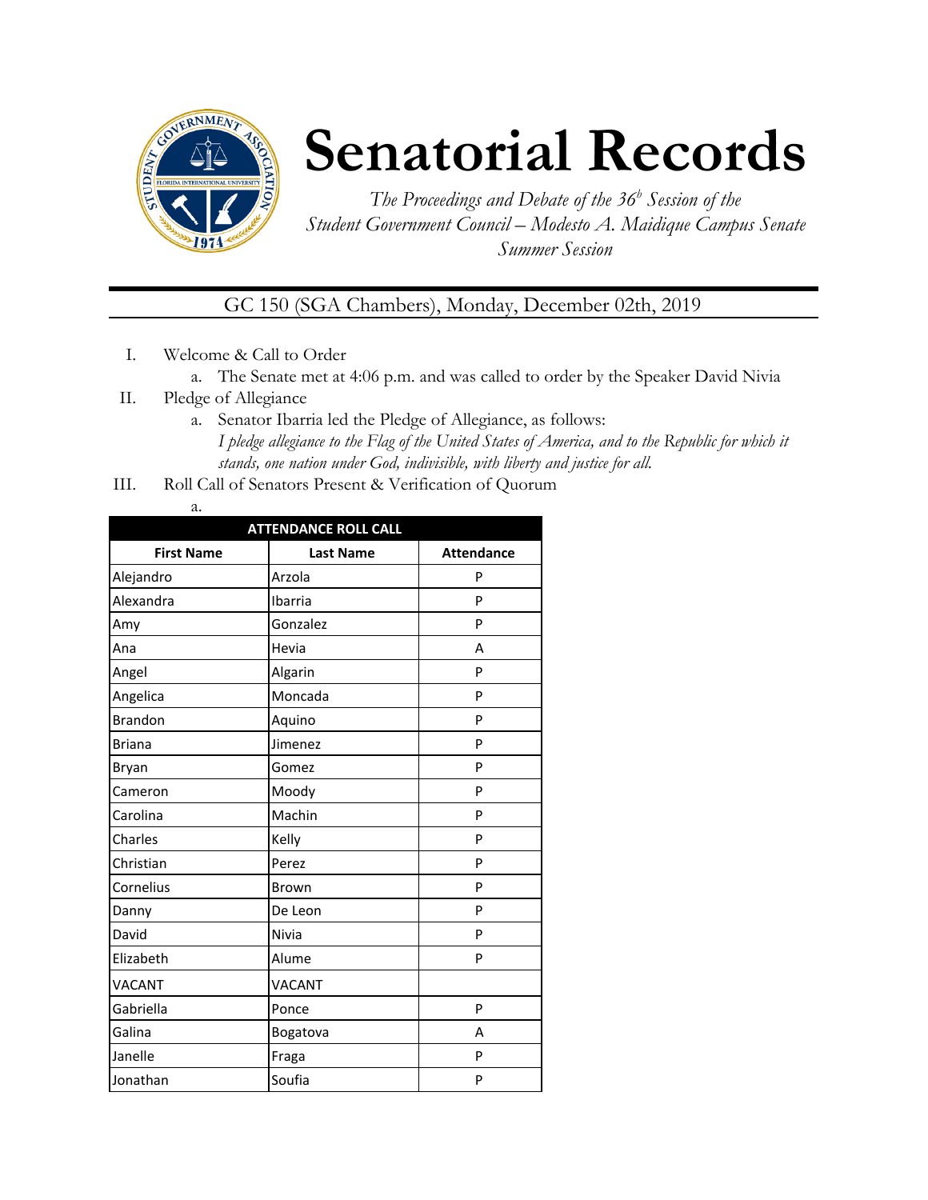# Senatorial Records

*The Proceedings and Debate of the 36[h] Session of the Student Government Council – Modesto A. Maidique Campus Senate Summer Session*

GC 150 (SGA Chambers), Monday, December 02th, 2019

I. Welcome & Call to Order
   a. The Senate met at 4:06 p.m. and was called to order by the Speaker David Nivia

II. Pledge of Allegiance
   a. Senator Ibarria led the Pledge of Allegiance, as follows: *I pledge allegiance to the Flag of the United States of America, and to the Republic for which it stands, one nation under God, indivisible, with liberty and justice for all.*

III. Roll Call of Senators Present & Verification of Quorum
   a.

| ATTENDANCE ROLL CALL | | |
|---|---|---|
| **First Name** | **Last Name** | **Attendance** |
| Alejandro | Arzola | P |
| Alexandra | Ibarria | P |
| Amy | Gonzalez | P |
| Ana | Hevia | A |
| Angel | Algarin | P |
| Angelica | Moncada | P |
| Brandon | Aquino | P |
| Briana | Jimenez | P |
| Bryan | Gomez | P |
| Cameron | Moody | P |
| Carolina | Machin | P |
| Charles | Kelly | P |
| Christian | Perez | P |
| Cornelius | Brown | P |
| Danny | De Leon | P |
| David | Nivia | P |
| Elizabeth | Alume | P |
| VACANT | VACANT | |
| Gabriella | Ponce | P |
| Galina | Bogatova | A |
| Janelle | Fraga | P |
| Jonathan | Soufia | P |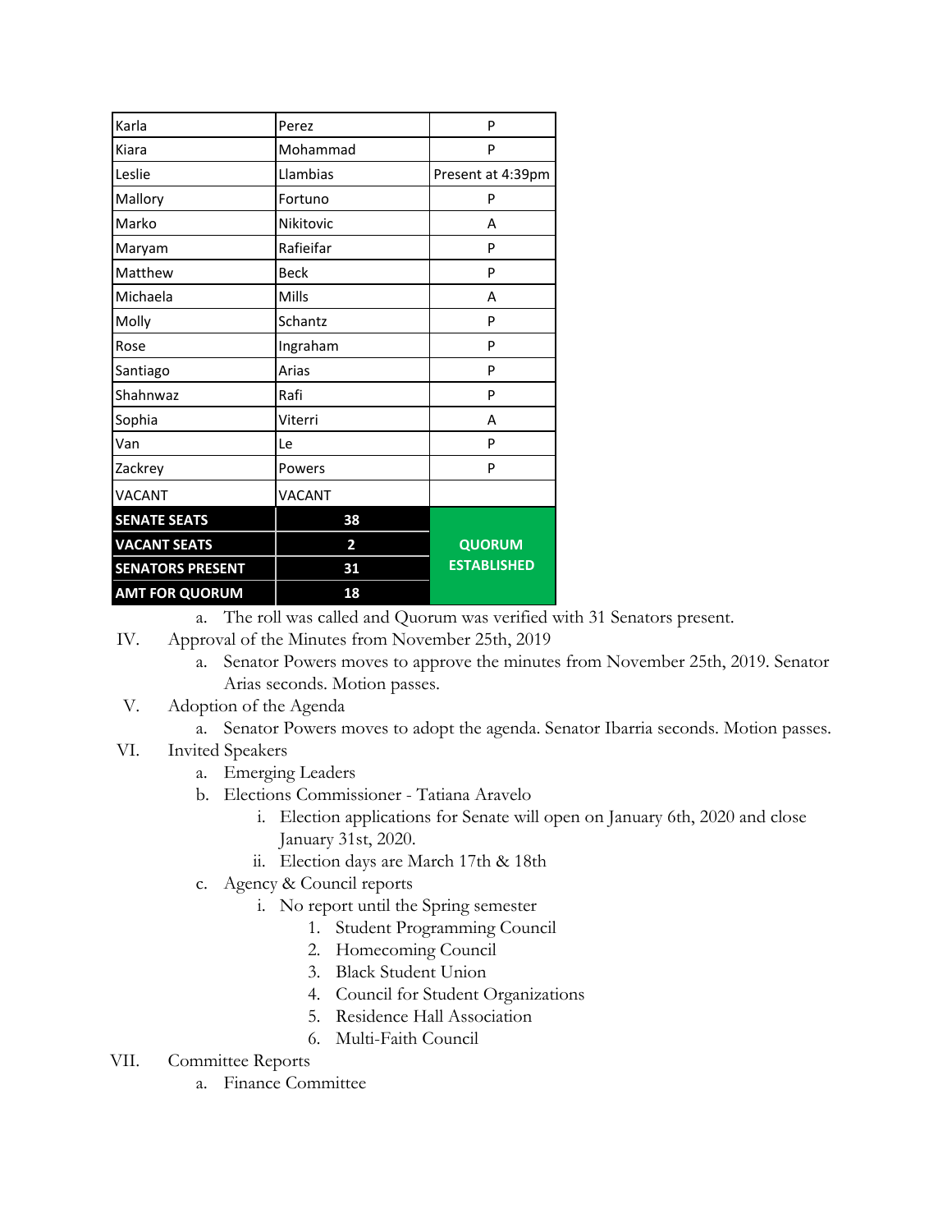| Karla | Perez | P |
|---|---|---|
| Kiara | Mohammad | P |
| Leslie | Llambias | Present at 4:39pm |
| Mallory | Fortuno | P |
| Marko | Nikitovic | A |
| Maryam | Rafieifar | P |
| Matthew | Beck | P |
| Michaela | Mills | A |
| Molly | Schantz | P |
| Rose | Ingraham | P |
| Santiago | Arias | P |
| Shahnwaz | Rafi | P |
| Sophia | Viterri | A |
| Van | Le | P |
| Zackrey | Powers | P |
| VACANT | VACANT | |
| **SENATE SEATS** | **38** | **QUORUM ESTABLISHED** |
| **VACANT SEATS** | **2** | |
| **SENATORS PRESENT** | **31** | |
| **AMT FOR QUORUM** | **18** | |

a. The roll was called and Quorum was verified with 31 Senators present.

IV. Approval of the Minutes from November 25th, 2019
   a. Senator Powers moves to approve the minutes from November 25th, 2019. Senator Arias seconds. Motion passes.

V. Adoption of the Agenda
   a. Senator Powers moves to adopt the agenda. Senator Ibarria seconds. Motion passes.

VI. Invited Speakers
   a. Emerging Leaders
   b. Elections Commissioner - Tatiana Aravelo
      i. Election applications for Senate will open on January 6th, 2020 and close January 31st, 2020.
      ii. Election days are March 17th & 18th
   c. Agency & Council reports
      i. No report until the Spring semester
         1. Student Programming Council
         2. Homecoming Council
         3. Black Student Union
         4. Council for Student Organizations
         5. Residence Hall Association
         6. Multi-Faith Council

VII. Committee Reports
   a. Finance Committee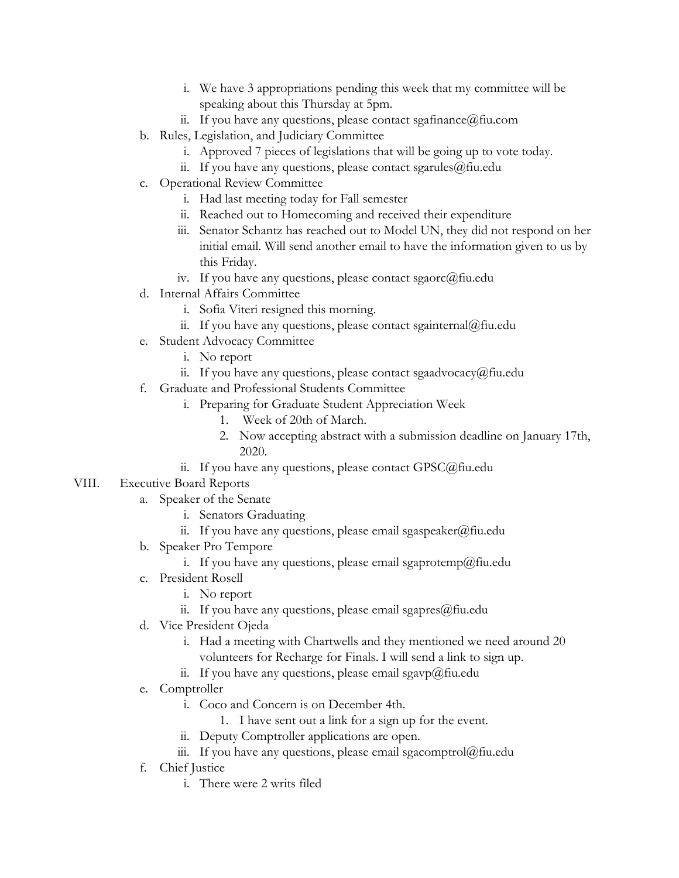- i. We have 3 appropriations pending this week that my committee will be speaking about this Thursday at 5pm.
   - ii. If you have any questions, please contact sgafinance@fiu.com

- b. Rules, Legislation, and Judiciary Committee
   - i. Approved 7 pieces of legislations that will be going up to vote today.
   - ii. If you have any questions, please contact sgarules@fiu.edu
- c. Operational Review Committee
   - i. Had last meeting today for Fall semester
   - ii. Reached out to Homecoming and received their expenditure
   - iii. Senator Schantz has reached out to Model UN, they did not respond on her initial email. Will send another email to have the information given to us by this Friday.
   - iv. If you have any questions, please contact sgaorc@fiu.edu
- d. Internal Affairs Committee
   - i. Sofia Viteri resigned this morning.
   - ii. If you have any questions, please contact sgainternal@fiu.edu
- e. Student Advocacy Committee
   - i. No report
   - ii. If you have any questions, please contact sgaadvocacy@fiu.edu
- f. Graduate and Professional Students Committee
   - i. Preparing for Graduate Student Appreciation Week
      1. Week of 20th of March.
      2. Now accepting abstract with a submission deadline on January 17th, 2020.
   - ii. If you have any questions, please contact GPSC@fiu.edu

VIII. Executive Board Reports

- a. Speaker of the Senate
   - i. Senators Graduating
   - ii. If you have any questions, please email sgaspeaker@fiu.edu
- b. Speaker Pro Tempore
   - i. If you have any questions, please email sgaprotemp@fiu.edu
- c. President Rosell
   - i. No report
   - ii. If you have any questions, please email sgapres@fiu.edu
- d. Vice President Ojeda
   - i. Had a meeting with Chartwells and they mentioned we need around 20 volunteers for Recharge for Finals. I will send a link to sign up.
   - ii. If you have any questions, please email sgavp@fiu.edu
- e. Comptroller
   - i. Coco and Concern is on December 4th.
      1. I have sent out a link for a sign up for the event.
   - ii. Deputy Comptroller applications are open.
   - iii. If you have any questions, please email sgacomptrol@fiu.edu
- f. Chief Justice
   - i. There were 2 writs filed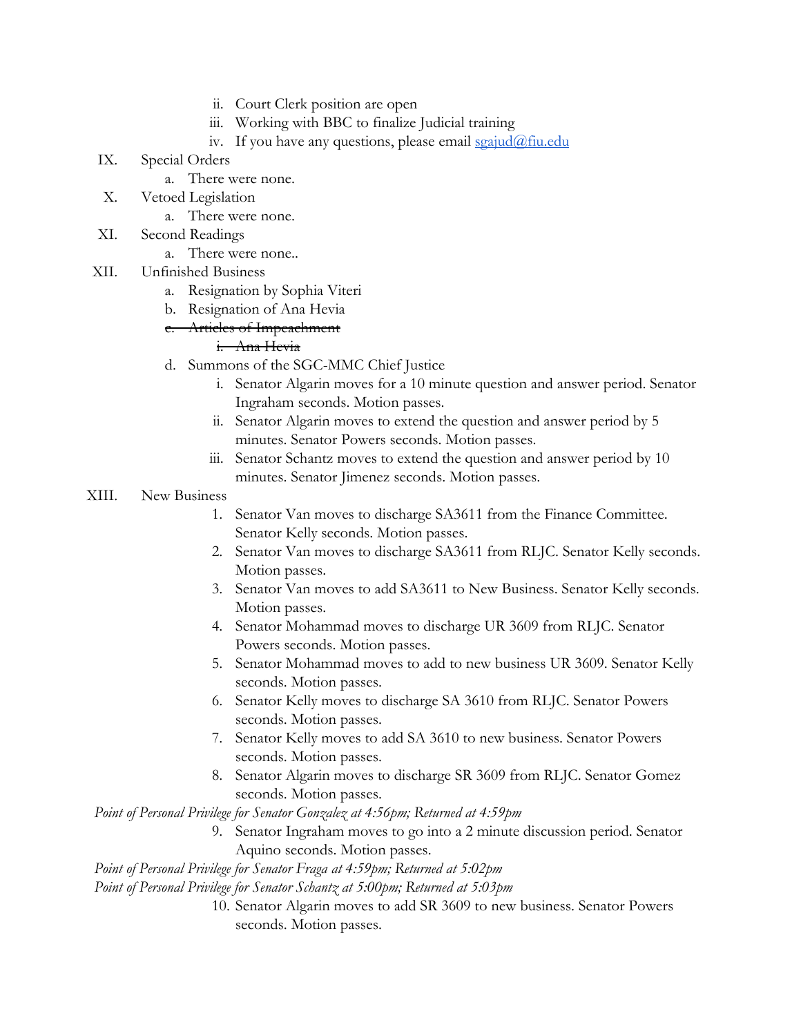ii. Court Clerk position are open
   iii. Working with BBC to finalize Judicial training
   iv. If you have any questions, please email sgajud@fiu.edu

IX. Special Orders
   a. There were none.

X. Vetoed Legislation
   a. There were none.

XI. Second Readings
   a. There were none..

XII. Unfinished Business
   a. Resignation by Sophia Viteri
   b. Resignation of Ana Hevia
   c. ~~Articles of Impeachment~~
      i. ~~Ana Hevia~~
   d. Summons of the SGC-MMC Chief Justice
      i. Senator Algarin moves for a 10 minute question and answer period. Senator Ingraham seconds. Motion passes.
      ii. Senator Algarin moves to extend the question and answer period by 5 minutes. Senator Powers seconds. Motion passes.
      iii. Senator Schantz moves to extend the question and answer period by 10 minutes. Senator Jimenez seconds. Motion passes.

XIII. New Business
   1. Senator Van moves to discharge SA3611 from the Finance Committee. Senator Kelly seconds. Motion passes.
   2. Senator Van moves to discharge SA3611 from RLJC. Senator Kelly seconds. Motion passes.
   3. Senator Van moves to add SA3611 to New Business. Senator Kelly seconds. Motion passes.
   4. Senator Mohammad moves to discharge UR 3609 from RLJC. Senator Powers seconds. Motion passes.
   5. Senator Mohammad moves to add to new business UR 3609. Senator Kelly seconds. Motion passes.
   6. Senator Kelly moves to discharge SA 3610 from RLJC. Senator Powers seconds. Motion passes.
   7. Senator Kelly moves to add SA 3610 to new business. Senator Powers seconds. Motion passes.
   8. Senator Algarin moves to discharge SR 3609 from RLJC. Senator Gomez seconds. Motion passes.

*Point of Personal Privilege for Senator Gonzalez at 4:56pm; Returned at 4:59pm*

   9. Senator Ingraham moves to go into a 2 minute discussion period. Senator Aquino seconds. Motion passes.

*Point of Personal Privilege for Senator Fraga at 4:59pm; Returned at 5:02pm*

*Point of Personal Privilege for Senator Schantz at 5:00pm; Returned at 5:03pm*

   10. Senator Algarin moves to add SR 3609 to new business. Senator Powers seconds. Motion passes.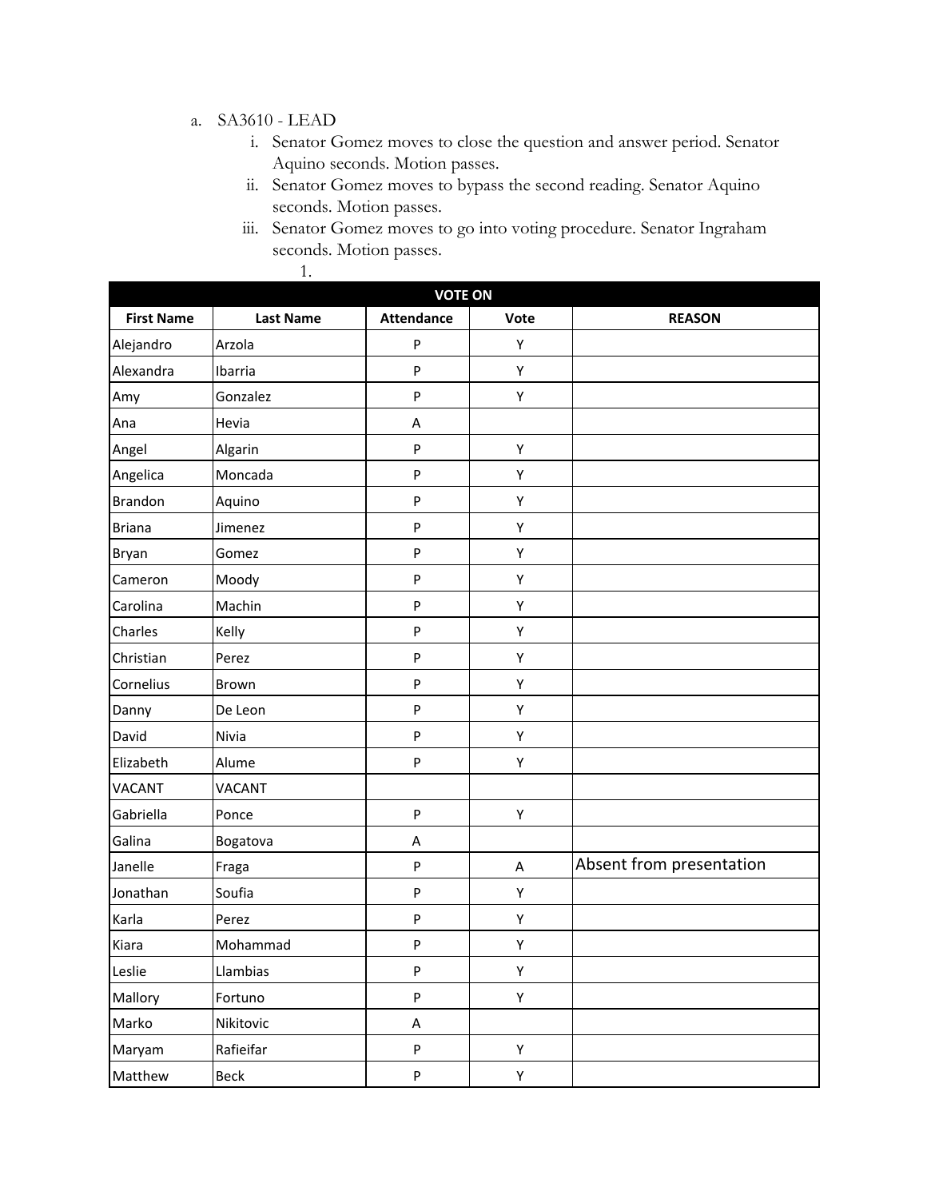a. SA3610 - LEAD

   i. Senator Gomez moves to close the question and answer period. Senator Aquino seconds. Motion passes.

   ii. Senator Gomez moves to bypass the second reading. Senator Aquino seconds. Motion passes.

   iii. Senator Gomez moves to go into voting procedure. Senator Ingraham seconds. Motion passes.

      1.

| VOTE ON | | | | |
|---|---|---|---|---|
| **First Name** | **Last Name** | **Attendance** | **Vote** | **REASON** |
| Alejandro | Arzola | P | Y | |
| Alexandra | Ibarria | P | Y | |
| Amy | Gonzalez | P | Y | |
| Ana | Hevia | A | | |
| Angel | Algarin | P | Y | |
| Angelica | Moncada | P | Y | |
| Brandon | Aquino | P | Y | |
| Briana | Jimenez | P | Y | |
| Bryan | Gomez | P | Y | |
| Cameron | Moody | P | Y | |
| Carolina | Machin | P | Y | |
| Charles | Kelly | P | Y | |
| Christian | Perez | P | Y | |
| Cornelius | Brown | P | Y | |
| Danny | De Leon | P | Y | |
| David | Nivia | P | Y | |
| Elizabeth | Alume | P | Y | |
| VACANT | VACANT | | | |
| Gabriella | Ponce | P | Y | |
| Galina | Bogatova | A | | |
| Janelle | Fraga | P | A | Absent from presentation |
| Jonathan | Soufia | P | Y | |
| Karla | Perez | P | Y | |
| Kiara | Mohammad | P | Y | |
| Leslie | Llambias | P | Y | |
| Mallory | Fortuno | P | Y | |
| Marko | Nikitovic | A | | |
| Maryam | Rafieifar | P | Y | |
| Matthew | Beck | P | Y | |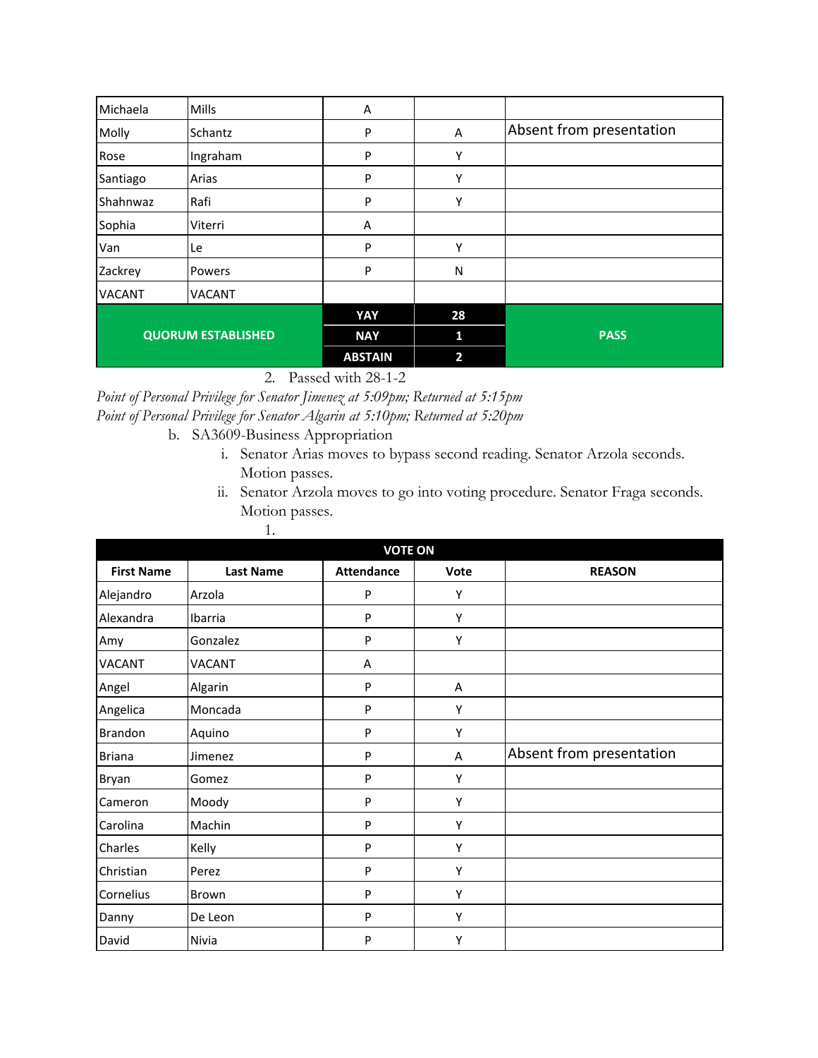| | | | | |
|---|---|---|---|---|
| Michaela | Mills | A | | |
| Molly | Schantz | P | A | Absent from presentation |
| Rose | Ingraham | P | Y | |
| Santiago | Arias | P | Y | |
| Shahnwaz | Rafi | P | Y | |
| Sophia | Viterri | A | | |
| Van | Le | P | Y | |
| Zackrey | Powers | P | N | |
| VACANT | VACANT | | | |
| **QUORUM ESTABLISHED** | | **YAY** | **28** | **PASS** |
| | | **NAY** | **1** | |
| | | **ABSTAIN** | **2** | |

2. Passed with 28-1-2

*Point of Personal Privilege for Senator Jimenez at 5:09pm; Returned at 5:15pm*

*Point of Personal Privilege for Senator Algarin at 5:10pm; Returned at 5:20pm*

b. SA3609-Business Appropriation
   i. Senator Arias moves to bypass second reading. Senator Arzola seconds. Motion passes.
   ii. Senator Arzola moves to go into voting procedure. Senator Fraga seconds. Motion passes.
      1.

| **VOTE ON** | | | | |
|---|---|---|---|---|
| **First Name** | **Last Name** | **Attendance** | **Vote** | **REASON** |
| Alejandro | Arzola | P | Y | |
| Alexandra | Ibarria | P | Y | |
| Amy | Gonzalez | P | Y | |
| VACANT | VACANT | A | | |
| Angel | Algarin | P | A | |
| Angelica | Moncada | P | Y | |
| Brandon | Aquino | P | Y | |
| Briana | Jimenez | P | A | Absent from presentation |
| Bryan | Gomez | P | Y | |
| Cameron | Moody | P | Y | |
| Carolina | Machin | P | Y | |
| Charles | Kelly | P | Y | |
| Christian | Perez | P | Y | |
| Cornelius | Brown | P | Y | |
| Danny | De Leon | P | Y | |
| David | Nivia | P | Y | |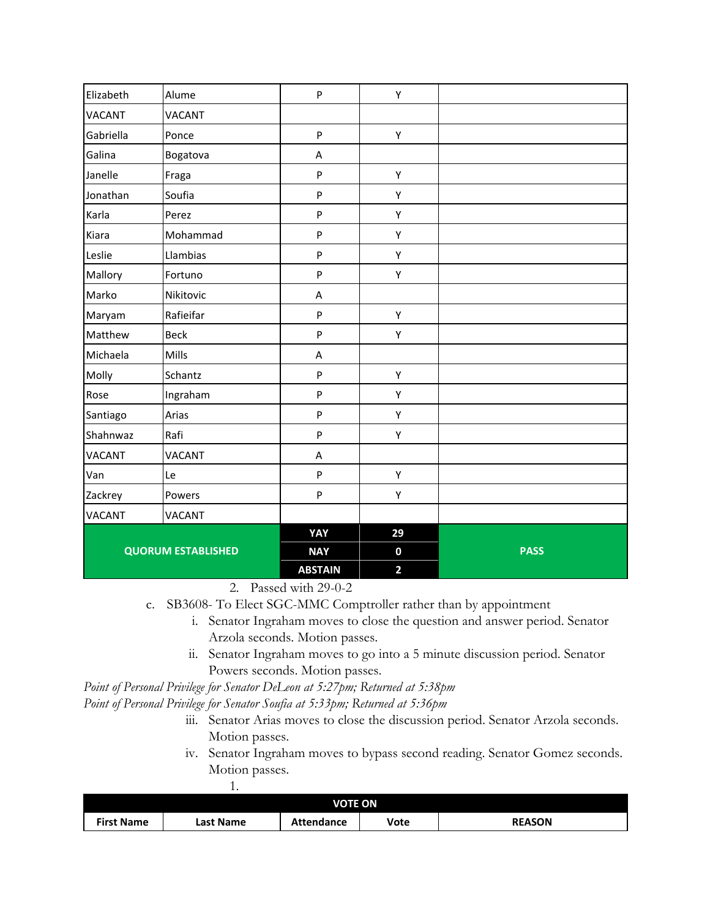| | | | | |
|---|---|---|---|---|
| Elizabeth | Alume | P | Y | |
| VACANT | VACANT | | | |
| Gabriella | Ponce | P | Y | |
| Galina | Bogatova | A | | |
| Janelle | Fraga | P | Y | |
| Jonathan | Soufia | P | Y | |
| Karla | Perez | P | Y | |
| Kiara | Mohammad | P | Y | |
| Leslie | Llambias | P | Y | |
| Mallory | Fortuno | P | Y | |
| Marko | Nikitovic | A | | |
| Maryam | Rafieifar | P | Y | |
| Matthew | Beck | P | Y | |
| Michaela | Mills | A | | |
| Molly | Schantz | P | Y | |
| Rose | Ingraham | P | Y | |
| Santiago | Arias | P | Y | |
| Shahnwaz | Rafi | P | Y | |
| VACANT | VACANT | A | | |
| Van | Le | P | Y | |
| Zackrey | Powers | P | Y | |
| VACANT | VACANT | | | |
| **QUORUM ESTABLISHED** | | **YAY** | **29** | **PASS** |
| | | **NAY** | **0** | |
| | | **ABSTAIN** | **2** | |

2. Passed with 29-0-2

c. SB3608- To Elect SGC-MMC Comptroller rather than by appointment
   i. Senator Ingraham moves to close the question and answer period. Senator Arzola seconds. Motion passes.
   ii. Senator Ingraham moves to go into a 5 minute discussion period. Senator Powers seconds. Motion passes.

*Point of Personal Privilege for Senator DeLeon at 5:27pm; Returned at 5:38pm*
*Point of Personal Privilege for Senator Soufia at 5:33pm; Returned at 5:36pm*

   iii. Senator Arias moves to close the discussion period. Senator Arzola seconds. Motion passes.
   iv. Senator Ingraham moves to bypass second reading. Senator Gomez seconds. Motion passes.
      1.

| VOTE ON | | | | |
|---|---|---|---|---|
| **First Name** | **Last Name** | **Attendance** | **Vote** | **REASON** |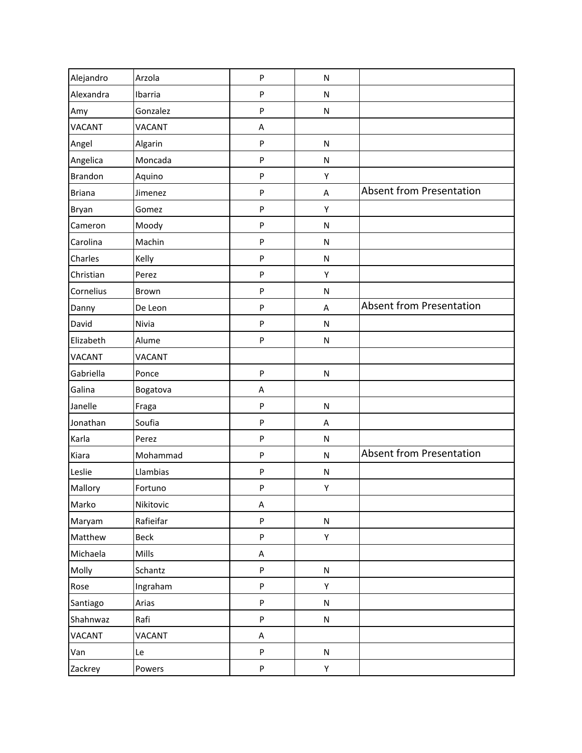| | | | | |
|---|---|---|---|---|
| Alejandro | Arzola | P | N | |
| Alexandra | Ibarria | P | N | |
| Amy | Gonzalez | P | N | |
| VACANT | VACANT | A | | |
| Angel | Algarin | P | N | |
| Angelica | Moncada | P | N | |
| Brandon | Aquino | P | Y | |
| Briana | Jimenez | P | A | Absent from Presentation |
| Bryan | Gomez | P | Y | |
| Cameron | Moody | P | N | |
| Carolina | Machin | P | N | |
| Charles | Kelly | P | N | |
| Christian | Perez | P | Y | |
| Cornelius | Brown | P | N | |
| Danny | De Leon | P | A | Absent from Presentation |
| David | Nivia | P | N | |
| Elizabeth | Alume | P | N | |
| VACANT | VACANT | | | |
| Gabriella | Ponce | P | N | |
| Galina | Bogatova | A | | |
| Janelle | Fraga | P | N | |
| Jonathan | Soufia | P | A | |
| Karla | Perez | P | N | |
| Kiara | Mohammad | P | N | Absent from Presentation |
| Leslie | Llambias | P | N | |
| Mallory | Fortuno | P | Y | |
| Marko | Nikitovic | A | | |
| Maryam | Rafieifar | P | N | |
| Matthew | Beck | P | Y | |
| Michaela | Mills | A | | |
| Molly | Schantz | P | N | |
| Rose | Ingraham | P | Y | |
| Santiago | Arias | P | N | |
| Shahnwaz | Rafi | P | N | |
| VACANT | VACANT | A | | |
| Van | Le | P | N | |
| Zackrey | Powers | P | Y | |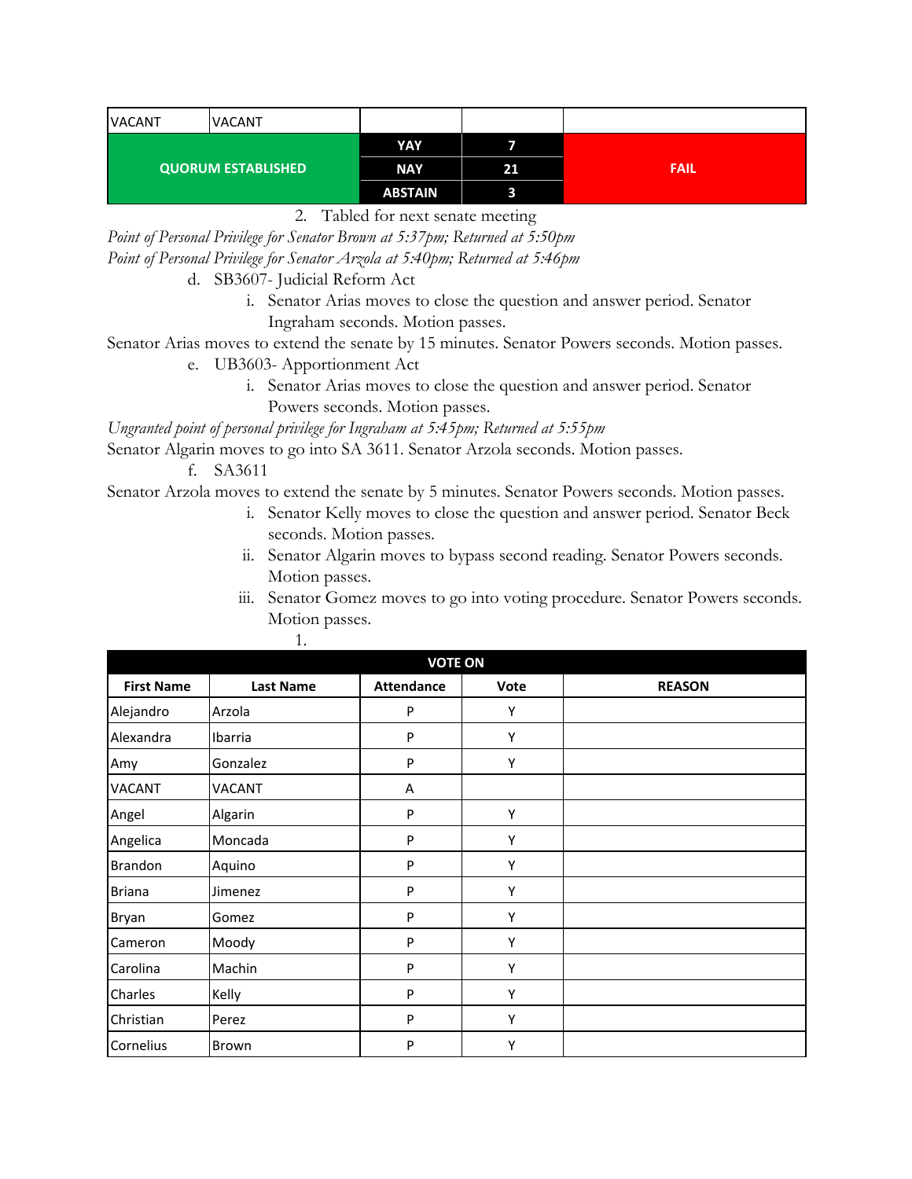| VACANT | VACANT | | | |
|---|---|---|---|---|
| QUORUM ESTABLISHED | | YAY | 7 | FAIL |
| | | NAY | 21 | |
| | | ABSTAIN | 3 | |

2. Tabled for next senate meeting

*Point of Personal Privilege for Senator Brown at 5:37pm; Returned at 5:50pm*

*Point of Personal Privilege for Senator Arzola at 5:40pm; Returned at 5:46pm*

d. SB3607- Judicial Reform Act

i. Senator Arias moves to close the question and answer period. Senator Ingraham seconds. Motion passes.

Senator Arias moves to extend the senate by 15 minutes. Senator Powers seconds. Motion passes.

e. UB3603- Apportionment Act

i. Senator Arias moves to close the question and answer period. Senator Powers seconds. Motion passes.

*Ungranted point of personal privilege for Ingraham at 5:45pm; Returned at 5:55pm*

Senator Algarin moves to go into SA 3611. Senator Arzola seconds. Motion passes.

f. SA3611

Senator Arzola moves to extend the senate by 5 minutes. Senator Powers seconds. Motion passes.

i. Senator Kelly moves to close the question and answer period. Senator Beck seconds. Motion passes.

ii. Senator Algarin moves to bypass second reading. Senator Powers seconds. Motion passes.

iii. Senator Gomez moves to go into voting procedure. Senator Powers seconds. Motion passes.

1.

| VOTE ON | | | | |
|---|---|---|---|---|
| **First Name** | **Last Name** | **Attendance** | **Vote** | **REASON** |
| Alejandro | Arzola | P | Y | |
| Alexandra | Ibarria | P | Y | |
| Amy | Gonzalez | P | Y | |
| VACANT | VACANT | A | | |
| Angel | Algarin | P | Y | |
| Angelica | Moncada | P | Y | |
| Brandon | Aquino | P | Y | |
| Briana | Jimenez | P | Y | |
| Bryan | Gomez | P | Y | |
| Cameron | Moody | P | Y | |
| Carolina | Machin | P | Y | |
| Charles | Kelly | P | Y | |
| Christian | Perez | P | Y | |
| Cornelius | Brown | P | Y | |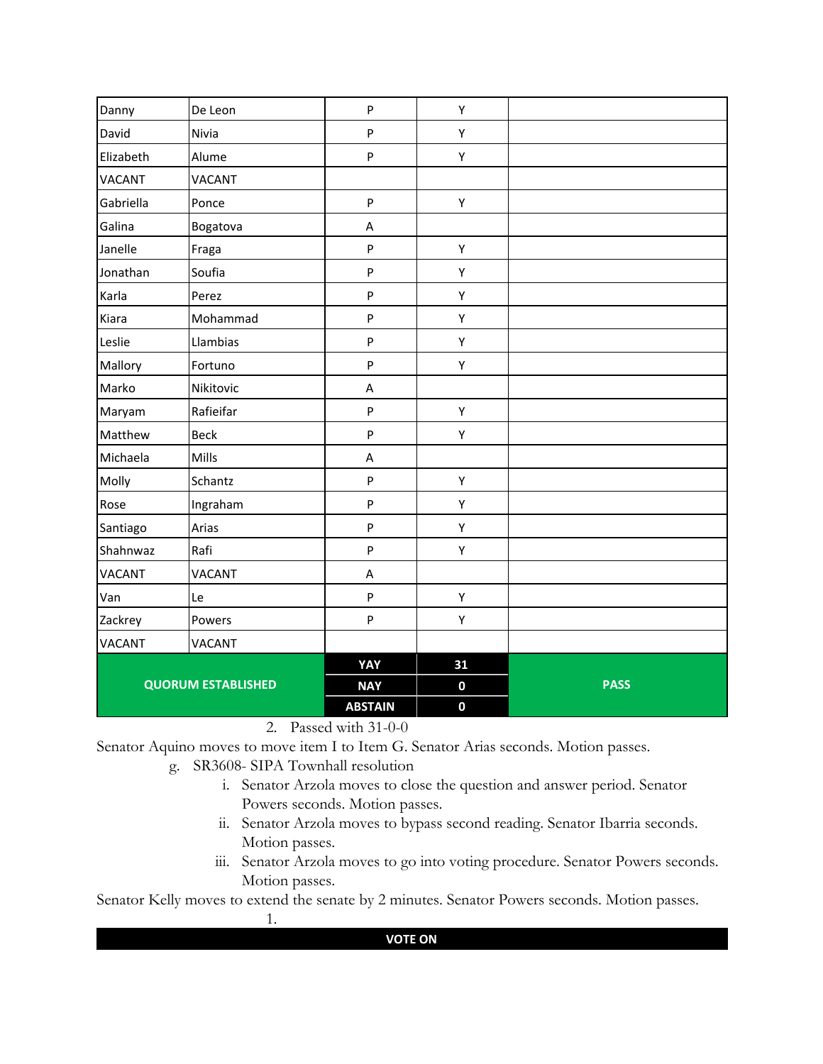| | | | | |
|---|---|---|---|---|
| Danny | De Leon | P | Y | |
| David | Nivia | P | Y | |
| Elizabeth | Alume | P | Y | |
| VACANT | VACANT | | | |
| Gabriella | Ponce | P | Y | |
| Galina | Bogatova | A | | |
| Janelle | Fraga | P | Y | |
| Jonathan | Soufia | P | Y | |
| Karla | Perez | P | Y | |
| Kiara | Mohammad | P | Y | |
| Leslie | Llambias | P | Y | |
| Mallory | Fortuno | P | Y | |
| Marko | Nikitovic | A | | |
| Maryam | Rafieifar | P | Y | |
| Matthew | Beck | P | Y | |
| Michaela | Mills | A | | |
| Molly | Schantz | P | Y | |
| Rose | Ingraham | P | Y | |
| Santiago | Arias | P | Y | |
| Shahnwaz | Rafi | P | Y | |
| VACANT | VACANT | A | | |
| Van | Le | P | Y | |
| Zackrey | Powers | P | Y | |
| VACANT | VACANT | | | |
| **QUORUM ESTABLISHED** | | **YAY** | **31** | **PASS** |
| | | **NAY** | **0** | |
| | | **ABSTAIN** | **0** | |

2. Passed with 31-0-0

Senator Aquino moves to move item I to Item G. Senator Arias seconds. Motion passes.

g. SR3608- SIPA Townhall resolution
   i. Senator Arzola moves to close the question and answer period. Senator Powers seconds. Motion passes.
   ii. Senator Arzola moves to bypass second reading. Senator Ibarria seconds. Motion passes.
   iii. Senator Arzola moves to go into voting procedure. Senator Powers seconds. Motion passes.

Senator Kelly moves to extend the senate by 2 minutes. Senator Powers seconds. Motion passes.

1.

**VOTE ON**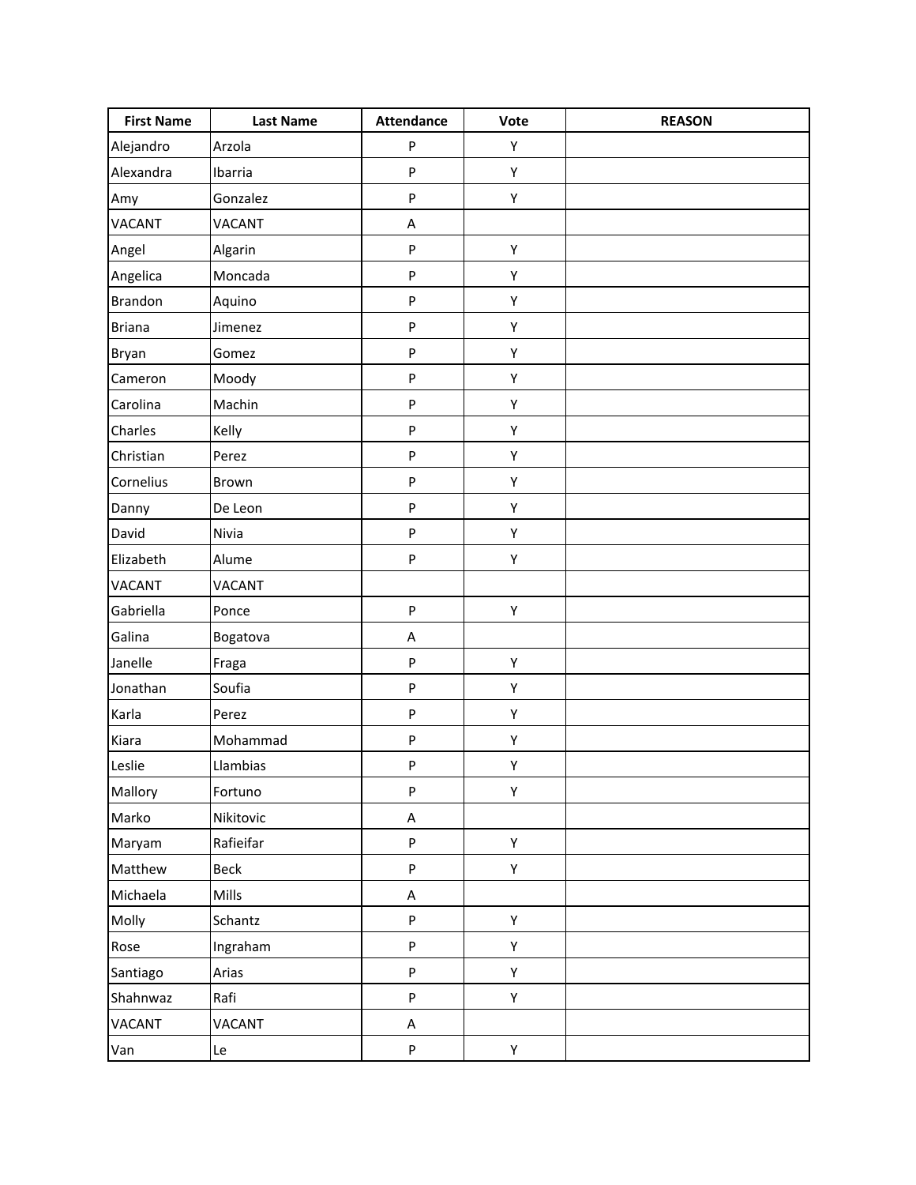| First Name | Last Name | Attendance | Vote | REASON |
|---|---|---|---|---|
| Alejandro | Arzola | P | Y | |
| Alexandra | Ibarria | P | Y | |
| Amy | Gonzalez | P | Y | |
| VACANT | VACANT | A | | |
| Angel | Algarin | P | Y | |
| Angelica | Moncada | P | Y | |
| Brandon | Aquino | P | Y | |
| Briana | Jimenez | P | Y | |
| Bryan | Gomez | P | Y | |
| Cameron | Moody | P | Y | |
| Carolina | Machin | P | Y | |
| Charles | Kelly | P | Y | |
| Christian | Perez | P | Y | |
| Cornelius | Brown | P | Y | |
| Danny | De Leon | P | Y | |
| David | Nivia | P | Y | |
| Elizabeth | Alume | P | Y | |
| VACANT | VACANT | | | |
| Gabriella | Ponce | P | Y | |
| Galina | Bogatova | A | | |
| Janelle | Fraga | P | Y | |
| Jonathan | Soufia | P | Y | |
| Karla | Perez | P | Y | |
| Kiara | Mohammad | P | Y | |
| Leslie | Llambias | P | Y | |
| Mallory | Fortuno | P | Y | |
| Marko | Nikitovic | A | | |
| Maryam | Rafieifar | P | Y | |
| Matthew | Beck | P | Y | |
| Michaela | Mills | A | | |
| Molly | Schantz | P | Y | |
| Rose | Ingraham | P | Y | |
| Santiago | Arias | P | Y | |
| Shahnwaz | Rafi | P | Y | |
| VACANT | VACANT | A | | |
| Van | Le | P | Y | |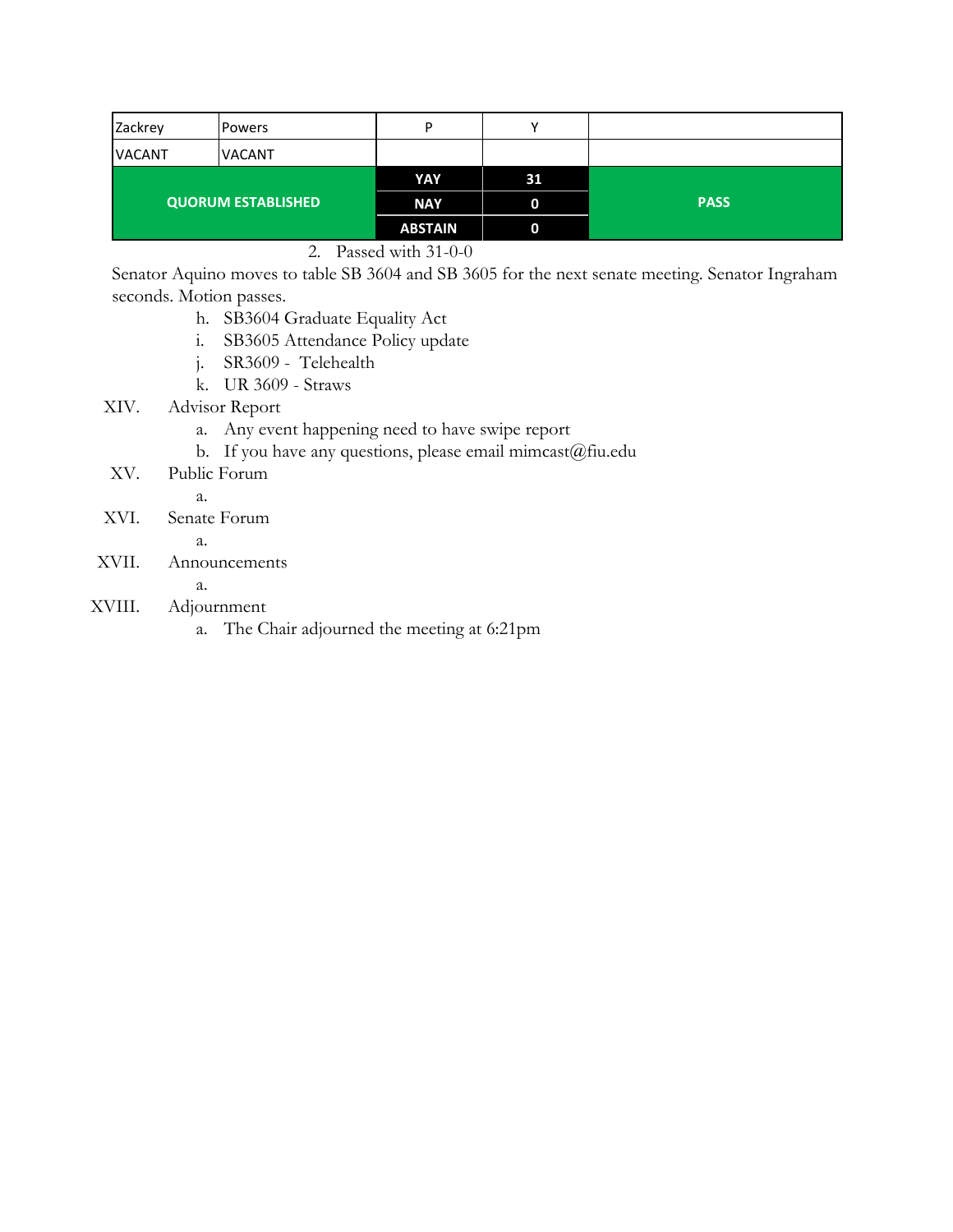| | | | | |
|---|---|---|---|---|
| Zackrey | Powers | P | Y | |
| VACANT | VACANT | | | |
| **QUORUM ESTABLISHED** | | **YAY** | **31** | **PASS** |
| | | **NAY** | **0** | |
| | | **ABSTAIN** | **0** | |

2. Passed with 31-0-0

Senator Aquino moves to table SB 3604 and SB 3605 for the next senate meeting. Senator Ingraham seconds. Motion passes.

h. SB3604 Graduate Equality Act
i. SB3605 Attendance Policy update
j. SR3609 - Telehealth
k. UR 3609 - Straws

XIV. Advisor Report
   a. Any event happening need to have swipe report
   b. If you have any questions, please email mimcast@fiu.edu

XV. Public Forum
   a.

XVI. Senate Forum
   a.

XVII. Announcements
   a.

XVIII. Adjournment
   a. The Chair adjourned the meeting at 6:21pm